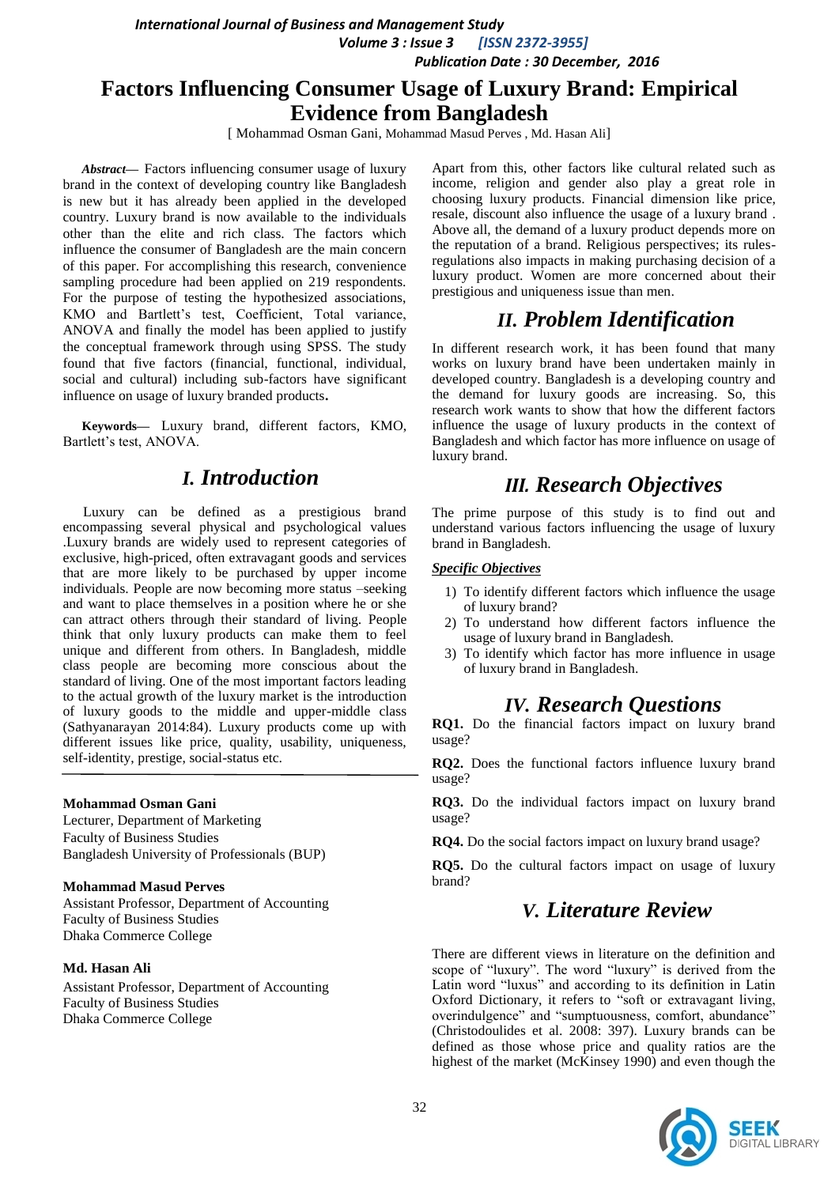# Factors Influencing Consumer Usage of Luxury Brand: Empirical Evidence from Bangladesh

[ Mohammad Osman Gani, Mohammad Masud Perves , Md. Hasan Ali]

***Abstract*— Factors influencing consumer usage of luxury brand in the context of developing country like Bangladesh is new but it has already been applied in the developed country. Luxury brand is now available to the individuals other than the elite and rich class. The factors which influence the consumer of Bangladesh are the main concern of this paper. For accomplishing this research, convenience sampling procedure had been applied on 219 respondents. For the purpose of testing the hypothesized associations, KMO and Bartlett's test, Coefficient, Total variance, ANOVA and finally the model has been applied to justify the conceptual framework through using SPSS. The study found that five factors (financial, functional, individual, social and cultural) including sub-factors have significant influence on usage of luxury branded products.**

***Keywords*— Luxury brand, different factors, KMO, Bartlett's test, ANOVA.**

## I. Introduction

Luxury can be defined as a prestigious brand encompassing several physical and psychological values .Luxury brands are widely used to represent categories of exclusive, high-priced, often extravagant goods and services that are more likely to be purchased by upper income individuals. People are now becoming more status –seeking and want to place themselves in a position where he or she can attract others through their standard of living. People think that only luxury products can make them to feel unique and different from others. In Bangladesh, middle class people are becoming more conscious about the standard of living. One of the most important factors leading to the actual growth of the luxury market is the introduction of luxury goods to the middle and upper-middle class (Sathyanarayan 2014:84). Luxury products come up with different issues like price, quality, usability, uniqueness, self-identity, prestige, social-status etc.

**Mohammad Osman Gani**
Lecturer, Department of Marketing
Faculty of Business Studies
Bangladesh University of Professionals (BUP)

**Mohammad Masud Perves**
Assistant Professor, Department of Accounting
Faculty of Business Studies
Dhaka Commerce College

**Md. Hasan Ali**
Assistant Professor, Department of Accounting
Faculty of Business Studies
Dhaka Commerce College

Apart from this, other factors like cultural related such as income, religion and gender also play a great role in choosing luxury products. Financial dimension like price, resale, discount also influence the usage of a luxury brand . Above all, the demand of a luxury product depends more on the reputation of a brand. Religious perspectives; its rules-regulations also impacts in making purchasing decision of a luxury product. Women are more concerned about their prestigious and uniqueness issue than men.

## II. Problem Identification

In different research work, it has been found that many works on luxury brand have been undertaken mainly in developed country. Bangladesh is a developing country and the demand for luxury goods are increasing. So, this research work wants to show that how the different factors influence the usage of luxury products in the context of Bangladesh and which factor has more influence on usage of luxury brand.

## III. Research Objectives

The prime purpose of this study is to find out and understand various factors influencing the usage of luxury brand in Bangladesh.

***Specific Objectives***

1) To identify different factors which influence the usage of luxury brand?
2) To understand how different factors influence the usage of luxury brand in Bangladesh.
3) To identify which factor has more influence in usage of luxury brand in Bangladesh.

## IV. Research Questions

**RQ1.** Do the financial factors impact on luxury brand usage?

**RQ2.** Does the functional factors influence luxury brand usage?

**RQ3.** Do the individual factors impact on luxury brand usage?

**RQ4.** Do the social factors impact on luxury brand usage?

**RQ5.** Do the cultural factors impact on usage of luxury brand?

## V. Literature Review

There are different views in literature on the definition and scope of "luxury". The word "luxury" is derived from the Latin word "luxus" and according to its definition in Latin Oxford Dictionary, it refers to "soft or extravagant living, overindulgence" and "sumptuousness, comfort, abundance" (Christodoulides et al. 2008: 397). Luxury brands can be defined as those whose price and quality ratios are the highest of the market (McKinsey 1990) and even though the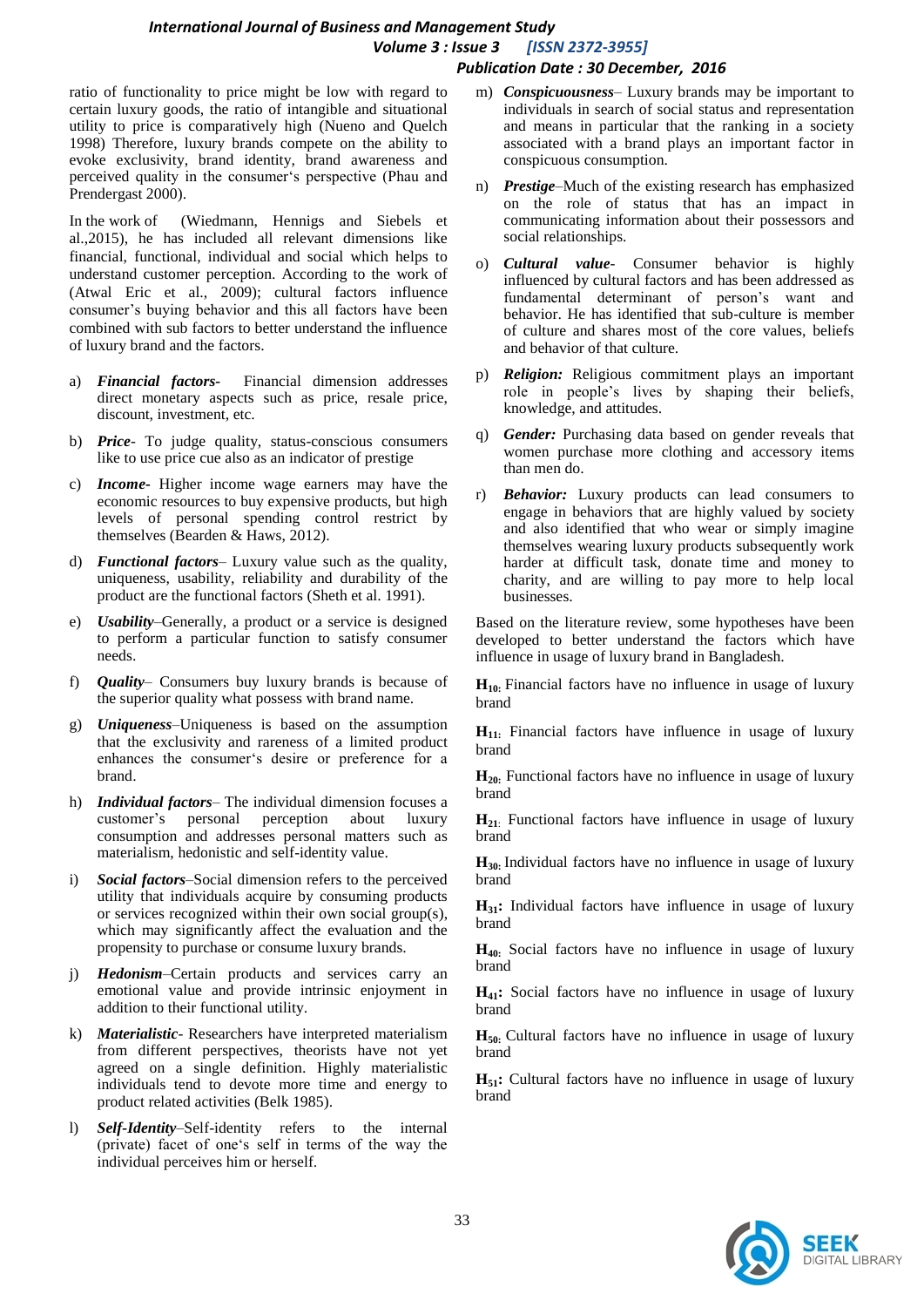ratio of functionality to price might be low with regard to certain luxury goods, the ratio of intangible and situational utility to price is comparatively high (Nueno and Quelch 1998) Therefore, luxury brands compete on the ability to evoke exclusivity, brand identity, brand awareness and perceived quality in the consumer‘s perspective (Phau and Prendergast 2000).

In the work of (Wiedmann, Hennigs and Siebels et al.,2015), he has included all relevant dimensions like financial, functional, individual and social which helps to understand customer perception. According to the work of (Atwal Eric et al., 2009); cultural factors influence consumer’s buying behavior and this all factors have been combined with sub factors to better understand the influence of luxury brand and the factors.

a) ***Financial factors***- Financial dimension addresses direct monetary aspects such as price, resale price, discount, investment, etc.

b) ***Price***- To judge quality, status-conscious consumers like to use price cue also as an indicator of prestige

c) ***Income***- Higher income wage earners may have the economic resources to buy expensive products, but high levels of personal spending control restrict by themselves (Bearden & Haws, 2012).

d) ***Functional factors***– Luxury value such as the quality, uniqueness, usability, reliability and durability of the product are the functional factors (Sheth et al. 1991).

e) ***Usability***–Generally, a product or a service is designed to perform a particular function to satisfy consumer needs.

f) ***Quality***– Consumers buy luxury brands is because of the superior quality what possess with brand name.

g) ***Uniqueness***–Uniqueness is based on the assumption that the exclusivity and rareness of a limited product enhances the consumer‘s desire or preference for a brand.

h) ***Individual factors***– The individual dimension focuses a customer’s personal perception about luxury consumption and addresses personal matters such as materialism, hedonistic and self-identity value.

i) ***Social factors***–Social dimension refers to the perceived utility that individuals acquire by consuming products or services recognized within their own social group(s), which may significantly affect the evaluation and the propensity to purchase or consume luxury brands.

j) ***Hedonism***–Certain products and services carry an emotional value and provide intrinsic enjoyment in addition to their functional utility.

k) ***Materialistic***- Researchers have interpreted materialism from different perspectives, theorists have not yet agreed on a single definition. Highly materialistic individuals tend to devote more time and energy to product related activities (Belk 1985).

l) ***Self-Identity***–Self-identity refers to the internal (private) facet of one‘s self in terms of the way the individual perceives him or herself.

m) ***Conspicuousness***– Luxury brands may be important to individuals in search of social status and representation and means in particular that the ranking in a society associated with a brand plays an important factor in conspicuous consumption.

n) ***Prestige***–Much of the existing research has emphasized on the role of status that has an impact in communicating information about their possessors and social relationships.

o) ***Cultural value***- Consumer behavior is highly influenced by cultural factors and has been addressed as fundamental determinant of person’s want and behavior. He has identified that sub-culture is member of culture and shares most of the core values, beliefs and behavior of that culture.

p) ***Religion:*** Religious commitment plays an important role in people’s lives by shaping their beliefs, knowledge, and attitudes.

q) ***Gender:*** Purchasing data based on gender reveals that women purchase more clothing and accessory items than men do.

r) ***Behavior:*** Luxury products can lead consumers to engage in behaviors that are highly valued by society and also identified that who wear or simply imagine themselves wearing luxury products subsequently work harder at difficult task, donate time and money to charity, and are willing to pay more to help local businesses.

Based on the literature review, some hypotheses have been developed to better understand the factors which have influence in usage of luxury brand in Bangladesh.

**$H_{10}$:** Financial factors have no influence in usage of luxury brand

**$H_{11}$:** Financial factors have influence in usage of luxury brand

**$H_{20}$:** Functional factors have no influence in usage of luxury brand

**$H_{21}$:** Functional factors have influence in usage of luxury brand

**$H_{30}$:** Individual factors have no influence in usage of luxury brand

**$H_{31}$:** Individual factors have influence in usage of luxury brand

**$H_{40}$:** Social factors have no influence in usage of luxury brand

**$H_{41}$:** Social factors have no influence in usage of luxury brand

**$H_{50}$:** Cultural factors have no influence in usage of luxury brand

**$H_{51}$:** Cultural factors have no influence in usage of luxury brand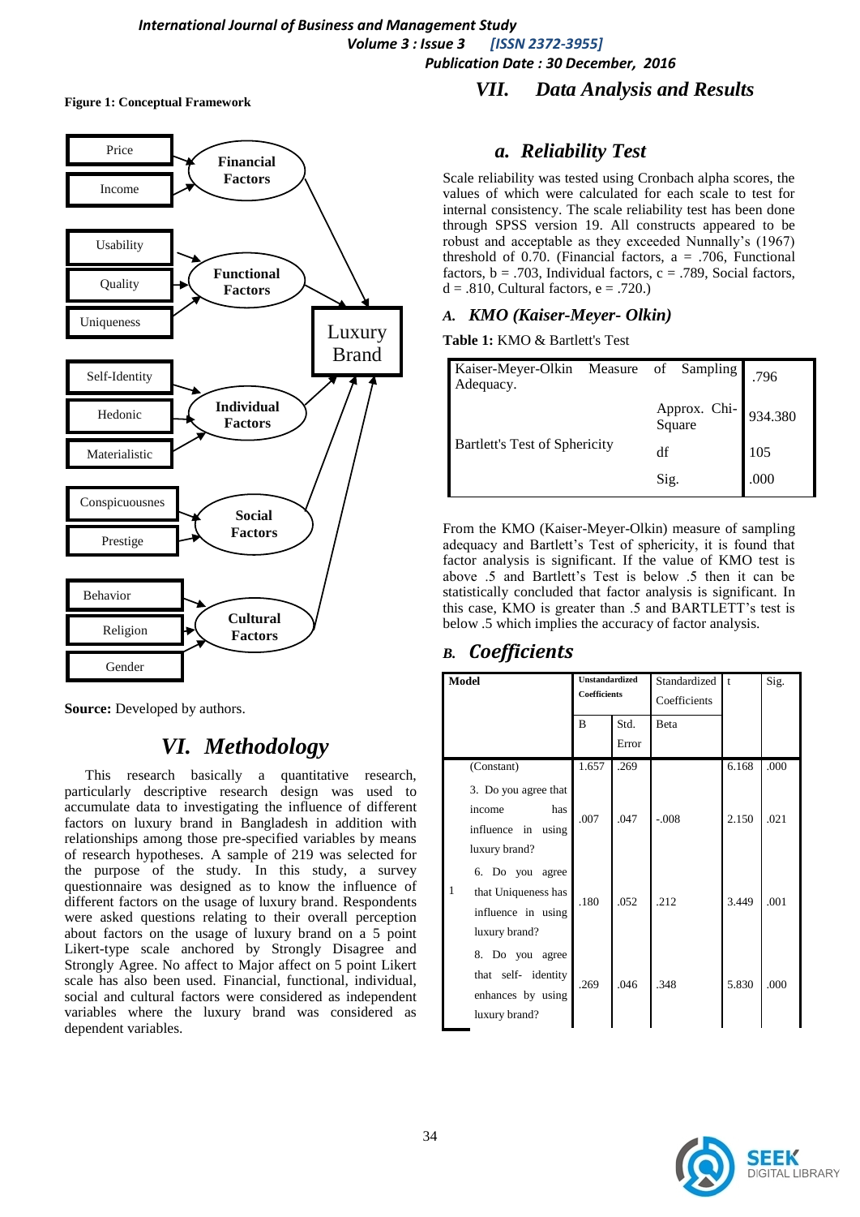**Figure 1: Conceptual Framework**

Source: Developed by authors.

## VI. Methodology

This research basically a quantitative research, particularly descriptive research design was used to accumulate data to investigating the influence of different factors on luxury brand in Bangladesh in addition with relationships among those pre-specified variables by means of research hypotheses. A sample of 219 was selected for the purpose of the study. In this study, a survey questionnaire was designed as to know the influence of different factors on the usage of luxury brand. Respondents were asked questions relating to their overall perception about factors on the usage of their luxury brand on a 5 point Likert-type scale anchored by Strongly Disagree and Strongly Agree. No affect to Major affect on 5 point Likert scale has also been used. Financial, functional, individual, social and cultural factors were considered as independent variables where the luxury brand was considered as dependent variables.

## VII. Data Analysis and Results

### a. Reliability Test

Scale reliability was tested using Cronbach alpha scores, the values of which were calculated for each scale to test for internal consistency. The scale reliability test has been done through SPSS version 19. All constructs appeared to be robust and acceptable as they exceeded Nunnally's (1967) threshold of 0.70. (Financial factors, a = .706, Functional factors, b = .703, Individual factors, c = .789, Social factors, d = .810, Cultural factors, e = .720.)

### A. KMO (Kaiser-Meyer- Olkin)

**Table 1:** KMO & Bartlett's Test

| | | |
|---|---|---|
| Kaiser-Meyer-Olkin Measure of Sampling Adequacy. | | .796 |
| Bartlett's Test of Sphericity | Approx. Chi-Square | 934.380 |
| | df | 105 |
| | Sig. | .000 |

From the KMO (Kaiser-Meyer-Olkin) measure of sampling adequacy and Bartlett's Test of sphericity, it is found that factor analysis is significant. If the value of KMO test is above .5 and Bartlett's Test is below .5 then it can be statistically concluded that factor analysis is significant. In this case, KMO is greater than .5 and BARTLETT's test is below .5 which implies the accuracy of factor analysis.

### B. Coefficients

| Model | | Unstandardized Coefficients | | Standardized Coefficients | t | Sig. |
|---|---|---|---|---|---|---|
| | | B | Std. Error | Beta | | |
| 1 | (Constant) | 1.657 | .269 | | 6.168 | .000 |
| | 3. Do you agree that income has influence in using luxury brand? | .007 | .047 | -.008 | 2.150 | .021 |
| | 6. Do you agree that Uniqueness has influence in using luxury brand? | .180 | .052 | .212 | 3.449 | .001 |
| | 8. Do you agree that self- identity enhances by using luxury brand? | .269 | .046 | .348 | 5.830 | .000 |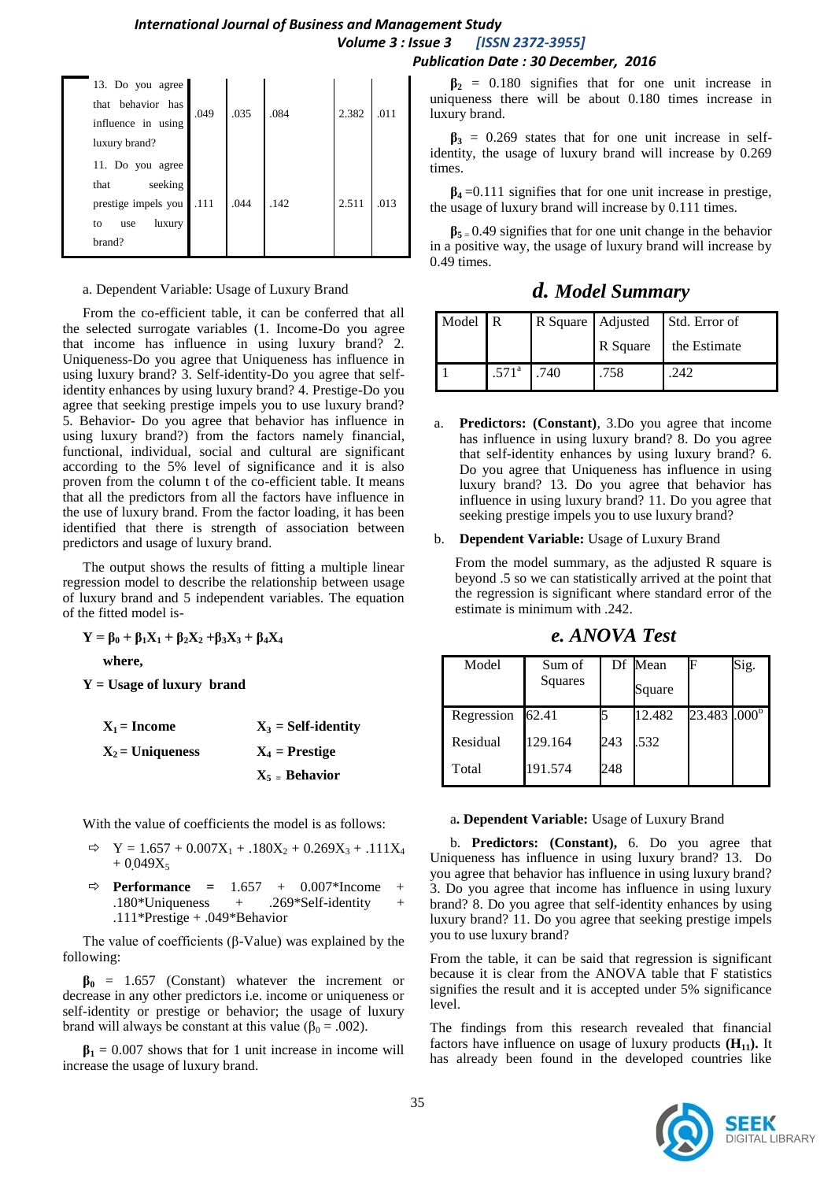| | | | | | |
|---|---|---|---|---|---|
| 13. Do you agree that behavior has influence in using luxury brand? | .049 | .035 | .084 | 2.382 | .011 |
| 11. Do you agree that seeking prestige impels you to use luxury brand? | .111 | .044 | .142 | 2.511 | .013 |

a. Dependent Variable: Usage of Luxury Brand

From the co-efficient table, it can be conferred that all the selected surrogate variables (1. Income-Do you agree that income has influence in using luxury brand? 2. Uniqueness-Do you agree that Uniqueness has influence in using luxury brand? 3. Self-identity-Do you agree that self-identity enhances by using luxury brand? 4. Prestige-Do you agree that seeking prestige impels you to use luxury brand? 5. Behavior- Do you agree that behavior has influence in using luxury brand?) from the factors namely financial, functional, individual, social and cultural are significant according to the 5% level of significance and it is also proven from the column t of the co-efficient table. It means that all the predictors from all the factors have influence in the use of luxury brand. From the factor loading, it has been identified that there is strength of association between predictors and usage of luxury brand.

The output shows the results of fitting a multiple linear regression model to describe the relationship between usage of luxury brand and 5 independent variables. The equation of the fitted model is-

$$Y = \beta_0 + \beta_1 X_1 + \beta_2 X_2 + \beta_3 X_3 + \beta_4 X_4$$

**where,**

**Y = Usage of luxury brand**

**$X_1$ = Income** &emsp; **$X_3$ = Self-identity**

**$X_2$ = Uniqueness** &emsp; **$X_4$ = Prestige**

**$X_5$ = Behavior**

With the value of coefficients the model is as follows:

⇨ $Y = 1.657 + 0.007X_1 + .180X_2 + 0.269X_3 + .111X_4 + 0.049X_5$

⇨ **Performance** = 1.657 + 0.007*Income + .180*Uniqueness + .269*Self-identity + .111*Prestige + .049*Behavior

The value of coefficients (β-Value) was explained by the following:

**$\beta_0$** = 1.657 (Constant) whatever the increment or decrease in any other predictors i.e. income or uniqueness or self-identity or prestige or behavior; the usage of luxury brand will always be constant at this value ($\beta_0$ = .002).

**$\beta_1$** = 0.007 shows that for 1 unit increase in income will increase the usage of luxury brand.

**$\beta_2$** = 0.180 signifies that for one unit increase in uniqueness there will be about 0.180 times increase in luxury brand.

**$\beta_3$** = 0.269 states that for one unit increase in self-identity, the usage of luxury brand will increase by 0.269 times.

**$\beta_4$** =0.111 signifies that for one unit increase in prestige, the usage of luxury brand will increase by 0.111 times.

**$\beta_5$** = 0.49 signifies that for one unit change in the behavior in a positive way, the usage of luxury brand will increase by 0.49 times.

## *d. Model Summary*

| Model | R | R Square | Adjusted R Square | Std. Error of the Estimate |
|---|---|---|---|---|
| 1 | .571[a] | .740 | .758 | .242 |

a. **Predictors: (Constant)**, 3.Do you agree that income has influence in using luxury brand? 8. Do you agree that self-identity enhances by using luxury brand? 6. Do you agree that Uniqueness has influence in using luxury brand? 13. Do you agree that behavior has influence in using luxury brand? 11. Do you agree that seeking prestige impels you to use luxury brand?

b. **Dependent Variable:** Usage of Luxury Brand

From the model summary, as the adjusted R square is beyond .5 so we can statistically arrived at the point that the regression is significant where standard error of the estimate is minimum with .242.

## *e. ANOVA Test*

| Model | Sum of Squares | Df | Mean Square | F | Sig. |
|---|---|---|---|---|---|
| Regression | 62.41 | 5 | 12.482 | 23.483 | .000[b] |
| Residual | 129.164 | 243 | .532 | | |
| Total | 191.574 | 248 | | | |

a. **Dependent Variable:** Usage of Luxury Brand

b. **Predictors: (Constant),** 6. Do you agree that Uniqueness has influence in using luxury brand? 13. Do you agree that behavior has influence in using luxury brand? 3. Do you agree that income has influence in using luxury brand? 8. Do you agree that self-identity enhances by using luxury brand? 11. Do you agree that seeking prestige impels you to use luxury brand?

From the table, it can be said that regression is significant because it is clear from the ANOVA table that F statistics signifies the result and it is accepted under 5% significance level.

The findings from this research revealed that financial factors have influence on usage of luxury products **($H_{11}$)**. It has already been found in the developed countries like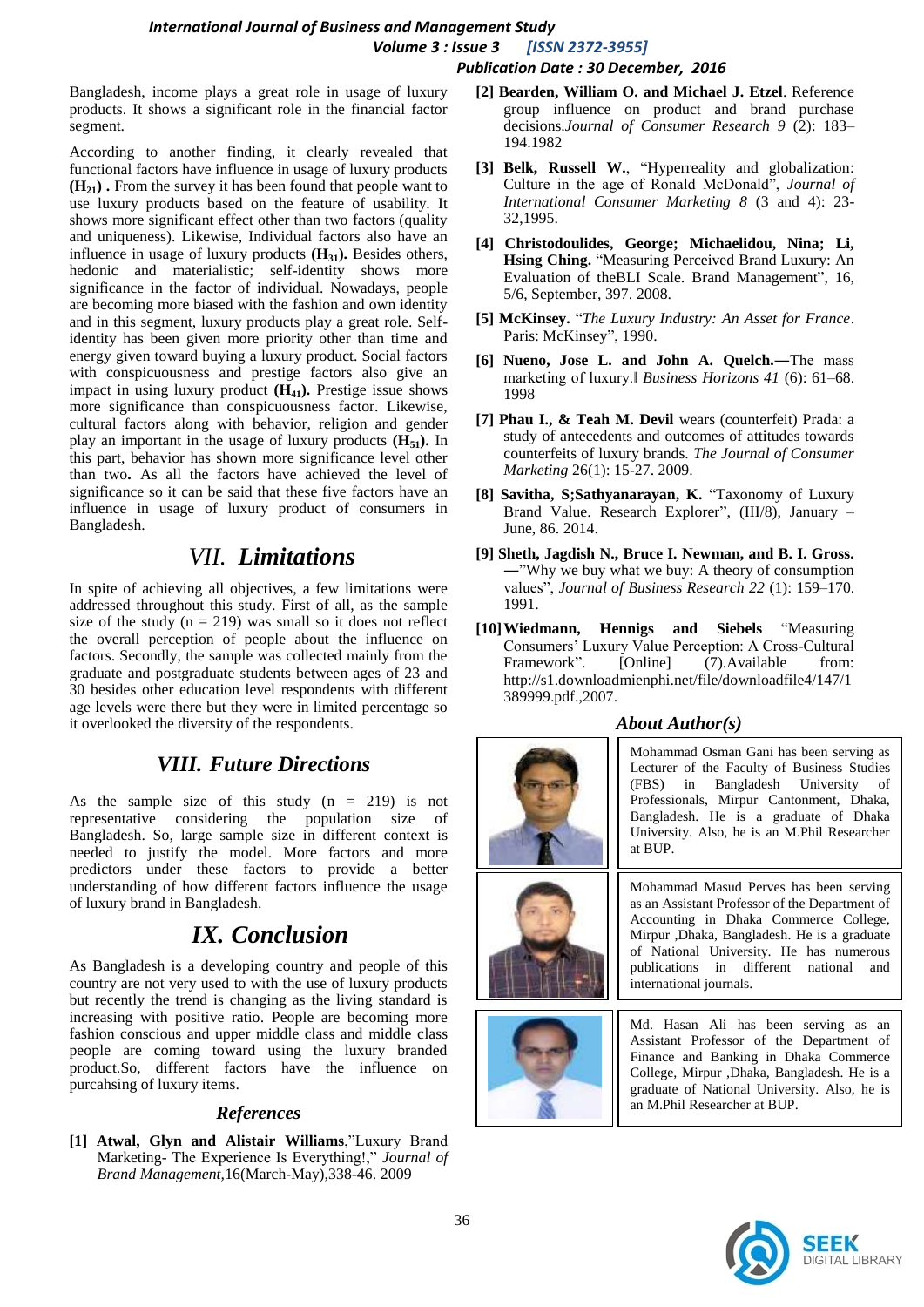Bangladesh, income plays a great role in usage of luxury products. It shows a significant role in the financial factor segment.

According to another finding, it clearly revealed that functional factors have influence in usage of luxury products **($H_{21}$)** . From the survey it has been found that people want to use luxury products based on the feature of usability. It shows more significant effect other than two factors (quality and uniqueness). Likewise, Individual factors also have an influence in usage of luxury products **($H_{31}$).** Besides others, hedonic and materialistic; self-identity shows more significance in the factor of individual. Nowadays, people are becoming more biased with the fashion and own identity and in this segment, luxury products play a great role. Self-identity has been given more priority other than time and energy given toward buying a luxury product. Social factors with conspicuousness and prestige factors also give an impact in using luxury product **($H_{41}$).** Prestige issue shows more significance than conspicuousness factor. Likewise, cultural factors along with behavior, religion and gender play an important in the usage of luxury products **($H_{51}$).** In this part, behavior has shown more significance level other than two**.** As all the factors have achieved the level of significance so it can be said that these five factors have an influence in usage of luxury product of consumers in Bangladesh.

## *VII. Limitations*

In spite of achieving all objectives, a few limitations were addressed throughout this study. First of all, as the sample size of the study (n = 219) was small so it does not reflect the overall perception of people about the influence on factors. Secondly, the sample was collected mainly from the graduate and postgraduate students between ages of 23 and 30 besides other education level respondents with different age levels were there but they were in limited percentage so it overlooked the diversity of the respondents.

## *VIII. Future Directions*

As the sample size of this study (n = 219) is not representative considering the population size of Bangladesh. So, large sample size in different context is needed to justify the model. More factors and more predictors under these factors to provide a better understanding of how different factors influence the usage of luxury brand in Bangladesh.

## *IX. Conclusion*

As Bangladesh is a developing country and people of this country are not very used to with the use of luxury products but recently the trend is changing as the living standard is increasing with positive ratio. People are becoming more fashion conscious and upper middle class and middle class people are coming toward using the luxury branded product.So, different factors have the influence on purcahsing of luxury items.

### *References*

**[1] Atwal, Glyn and Alistair Williams**,"Luxury Brand Marketing- The Experience Is Everything!," *Journal of Brand Management,*16(March-May),338-46. 2009

**[2] Bearden, William O. and Michael J. Etzel**. Reference group influence on product and brand purchase decisions.*Journal of Consumer Research 9* (2): 183–194.1982

**[3] Belk, Russell W.**, "Hyperreality and globalization: Culture in the age of Ronald McDonald", *Journal of International Consumer Marketing 8* (3 and 4): 23-32,1995.

**[4] Christodoulides, George; Michaelidou, Nina; Li, Hsing Ching.** "Measuring Perceived Brand Luxury: An Evaluation of theBLI Scale. Brand Management", 16, 5/6, September, 397. 2008.

**[5] McKinsey.** "*The Luxury Industry: An Asset for France*. Paris: McKinsey", 1990.

**[6] Nueno, Jose L. and John A. Quelch.―**The mass marketing of luxury.‖ *Business Horizons 41* (6): 61–68. 1998

**[7] Phau I., & Teah M. Devil** wears (counterfeit) Prada: a study of antecedents and outcomes of attitudes towards counterfeits of luxury brands. *The Journal of Consumer Marketing* 26(1): 15-27. 2009.

**[8] Savitha, S;Sathyanarayan, K.** "Taxonomy of Luxury Brand Value. Research Explorer", (III/8), January – June, 86. 2014.

**[9] Sheth, Jagdish N., Bruce I. Newman, and B. I. Gross. ―**"Why we buy what we buy: A theory of consumption values", *Journal of Business Research 22* (1): 159–170. 1991.

**[10] Wiedmann, Hennigs and Siebels** "Measuring Consumers' Luxury Value Perception: A Cross-Cultural Framework". [Online] (7).Available from: http://s1.downloadmienphi.net/file/downloadfile4/147/1389999.pdf.,2007.

### *About Author(s)*

Mohammad Osman Gani has been serving as Lecturer of the Faculty of Business Studies (FBS) in Bangladesh University of Professionals, Mirpur Cantonment, Dhaka, Bangladesh. He is a graduate of Dhaka University. Also, he is an M.Phil Researcher at BUP.

Mohammad Masud Perves has been serving as an Assistant Professor of the Department of Accounting in Dhaka Commerce College, Mirpur ,Dhaka, Bangladesh. He is a graduate of National University. He has numerous publications in different national and international journals.

Md. Hasan Ali has been serving as an Assistant Professor of the Department of Finance and Banking in Dhaka Commerce College, Mirpur ,Dhaka, Bangladesh. He is a graduate of National University. Also, he is an M.Phil Researcher at BUP.